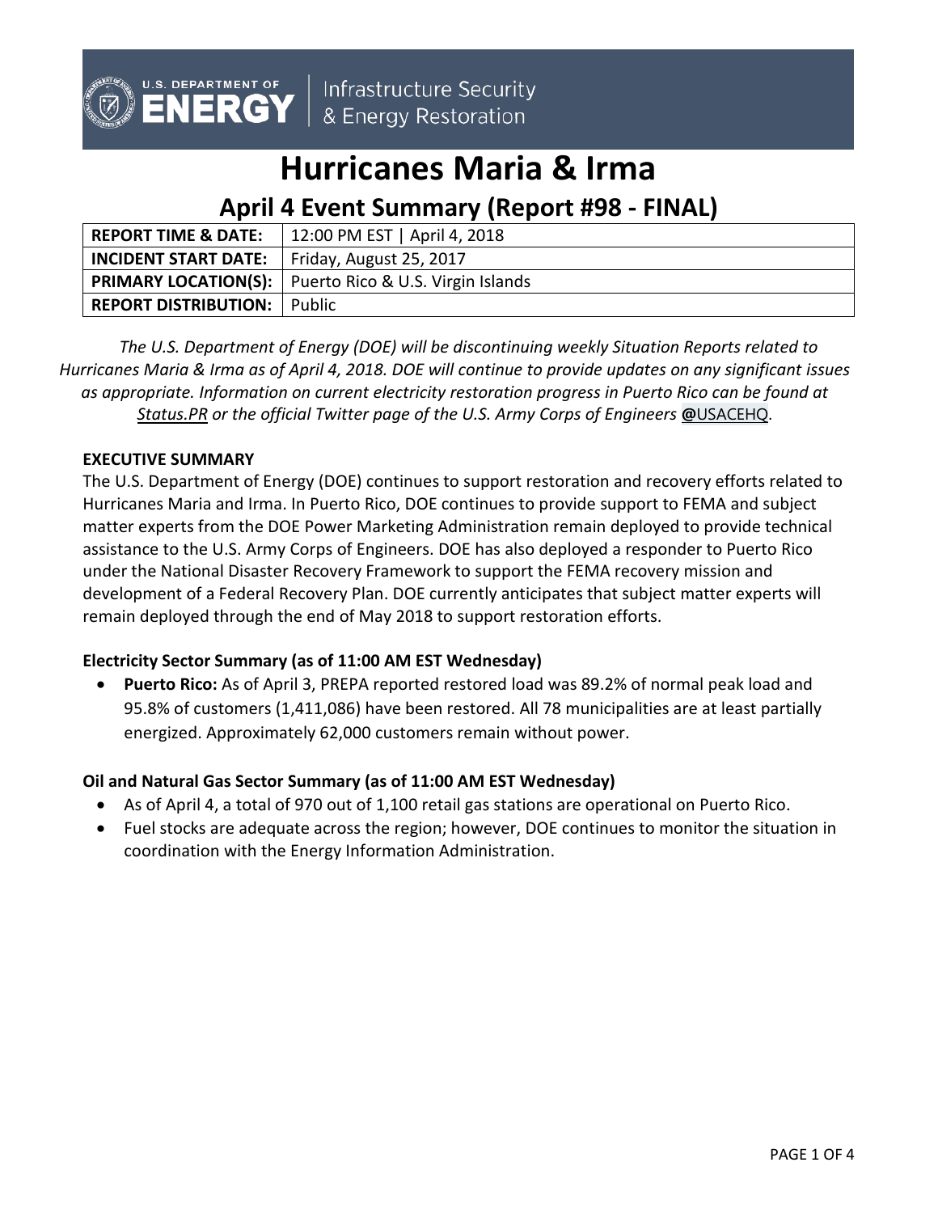U.S. DEPARTMENT OF ENERGY | Infrastructure Security & Energy Restoration

# Hurricanes Maria & Irma

## April 4 Event Summary (Report #98 - FINAL)

| **REPORT TIME & DATE:** | 12:00 PM EST \| April 4, 2018 |
|---|---|
| **INCIDENT START DATE:** | Friday, August 25, 2017 |
| **PRIMARY LOCATION(S):** | Puerto Rico & U.S. Virgin Islands |
| **REPORT DISTRIBUTION:** | Public |

*The U.S. Department of Energy (DOE) will be discontinuing weekly Situation Reports related to Hurricanes Maria & Irma as of April 4, 2018. DOE will continue to provide updates on any significant issues as appropriate. Information on current electricity restoration progress in Puerto Rico can be found at Status.PR or the official Twitter page of the U.S. Army Corps of Engineers* **@**USACEHQ.

### EXECUTIVE SUMMARY

The U.S. Department of Energy (DOE) continues to support restoration and recovery efforts related to Hurricanes Maria and Irma. In Puerto Rico, DOE continues to provide support to FEMA and subject matter experts from the DOE Power Marketing Administration remain deployed to provide technical assistance to the U.S. Army Corps of Engineers. DOE has also deployed a responder to Puerto Rico under the National Disaster Recovery Framework to support the FEMA recovery mission and development of a Federal Recovery Plan. DOE currently anticipates that subject matter experts will remain deployed through the end of May 2018 to support restoration efforts.

### Electricity Sector Summary (as of 11:00 AM EST Wednesday)

- **Puerto Rico:** As of April 3, PREPA reported restored load was 89.2% of normal peak load and 95.8% of customers (1,411,086) have been restored. All 78 municipalities are at least partially energized. Approximately 62,000 customers remain without power.

### Oil and Natural Gas Sector Summary (as of 11:00 AM EST Wednesday)

- As of April 4, a total of 970 out of 1,100 retail gas stations are operational on Puerto Rico.
- Fuel stocks are adequate across the region; however, DOE continues to monitor the situation in coordination with the Energy Information Administration.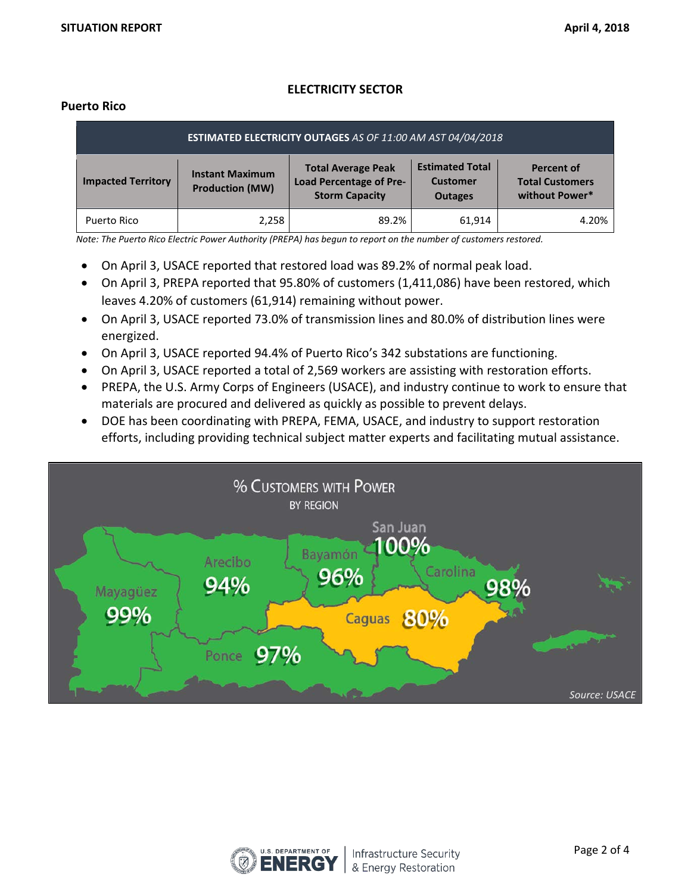# ELECTRICITY SECTOR

## Puerto Rico

| **ESTIMATED ELECTRICITY OUTAGES** *AS OF 11:00 AM AST 04/04/2018* | | | | |
|---|---|---|---|---|
| **Impacted Territory** | **Instant Maximum Production (MW)** | **Total Average Peak Load Percentage of Pre-Storm Capacity** | **Estimated Total Customer Outages** | **Percent of Total Customers without Power*** |
| Puerto Rico | 2,258 | 89.2% | 61,914 | 4.20% |

*Note: The Puerto Rico Electric Power Authority (PREPA) has begun to report on the number of customers restored.*

- On April 3, USACE reported that restored load was 89.2% of normal peak load.
- On April 3, PREPA reported that 95.80% of customers (1,411,086) have been restored, which leaves 4.20% of customers (61,914) remaining without power.
- On April 3, USACE reported 73.0% of transmission lines and 80.0% of distribution lines were energized.
- On April 3, USACE reported 94.4% of Puerto Rico's 342 substations are functioning.
- On April 3, USACE reported a total of 2,569 workers are assisting with restoration efforts.
- PREPA, the U.S. Army Corps of Engineers (USACE), and industry continue to work to ensure that materials are procured and delivered as quickly as possible to prevent delays.
- DOE has been coordinating with PREPA, FEMA, USACE, and industry to support restoration efforts, including providing technical subject matter experts and facilitating mutual assistance.

% CUSTOMERS WITH POWER BY REGION

Mayagüez 99%, Arecibo 94%, Bayamón 96%, San Juan 100%, Carolina 98%, Caguas 80%, Ponce 97%

*Source: USACE*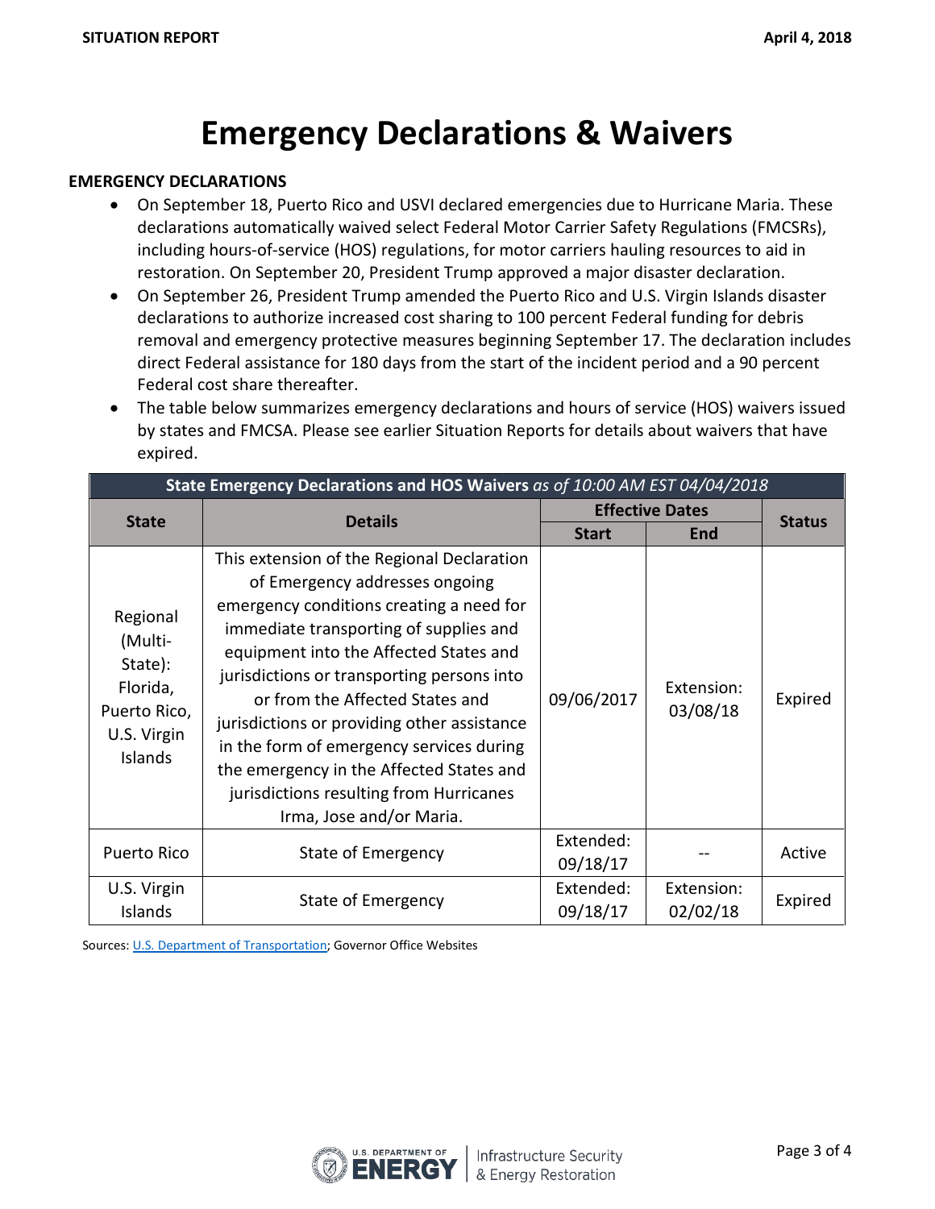# Emergency Declarations & Waivers

**EMERGENCY DECLARATIONS**

- On September 18, Puerto Rico and USVI declared emergencies due to Hurricane Maria. These declarations automatically waived select Federal Motor Carrier Safety Regulations (FMCSRs), including hours-of-service (HOS) regulations, for motor carriers hauling resources to aid in restoration. On September 20, President Trump approved a major disaster declaration.
- On September 26, President Trump amended the Puerto Rico and U.S. Virgin Islands disaster declarations to authorize increased cost sharing to 100 percent Federal funding for debris removal and emergency protective measures beginning September 17. The declaration includes direct Federal assistance for 180 days from the start of the incident period and a 90 percent Federal cost share thereafter.
- The table below summarizes emergency declarations and hours of service (HOS) waivers issued by states and FMCSA. Please see earlier Situation Reports for details about waivers that have expired.

| **State Emergency Declarations and HOS Waivers** *as of 10:00 AM EST 04/04/2018* | | | | |
|---|---|---|---|---|
| **State** | **Details** | **Effective Dates** | | **Status** |
| | | **Start** | **End** | |
| Regional (Multi-State): Florida, Puerto Rico, U.S. Virgin Islands | This extension of the Regional Declaration of Emergency addresses ongoing emergency conditions creating a need for immediate transporting of supplies and equipment into the Affected States and jurisdictions or transporting persons into or from the Affected States and jurisdictions or providing other assistance in the form of emergency services during the emergency in the Affected States and jurisdictions resulting from Hurricanes Irma, Jose and/or Maria. | 09/06/2017 | Extension: 03/08/18 | Expired |
| Puerto Rico | State of Emergency | Extended: 09/18/17 | -- | Active |
| U.S. Virgin Islands | State of Emergency | Extended: 09/18/17 | Extension: 02/02/18 | Expired |

Sources: U.S. Department of Transportation; Governor Office Websites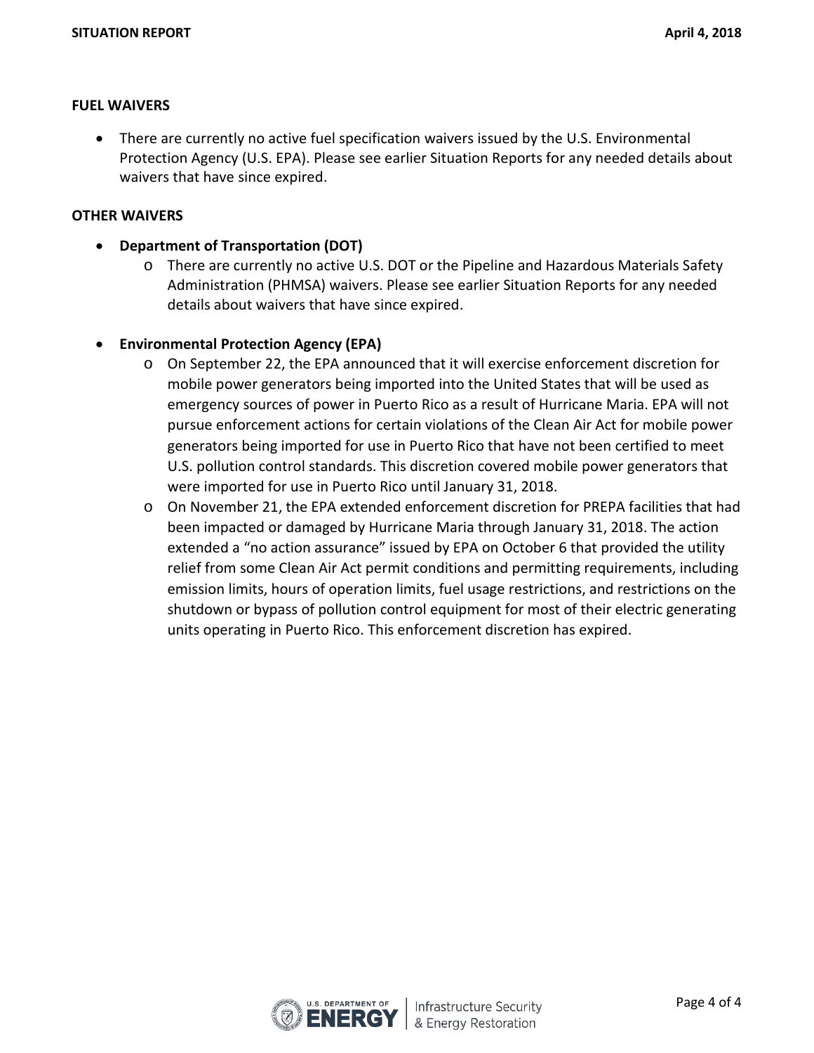## FUEL WAIVERS

- There are currently no active fuel specification waivers issued by the U.S. Environmental Protection Agency (U.S. EPA). Please see earlier Situation Reports for any needed details about waivers that have since expired.

## OTHER WAIVERS

- **Department of Transportation (DOT)**
  - There are currently no active U.S. DOT or the Pipeline and Hazardous Materials Safety Administration (PHMSA) waivers. Please see earlier Situation Reports for any needed details about waivers that have since expired.

- **Environmental Protection Agency (EPA)**
  - On September 22, the EPA announced that it will exercise enforcement discretion for mobile power generators being imported into the United States that will be used as emergency sources of power in Puerto Rico as a result of Hurricane Maria. EPA will not pursue enforcement actions for certain violations of the Clean Air Act for mobile power generators being imported for use in Puerto Rico that have not been certified to meet U.S. pollution control standards. This discretion covered mobile power generators that were imported for use in Puerto Rico until January 31, 2018.
  - On November 21, the EPA extended enforcement discretion for PREPA facilities that had been impacted or damaged by Hurricane Maria through January 31, 2018. The action extended a "no action assurance" issued by EPA on October 6 that provided the utility relief from some Clean Air Act permit conditions and permitting requirements, including emission limits, hours of operation limits, fuel usage restrictions, and restrictions on the shutdown or bypass of pollution control equipment for most of their electric generating units operating in Puerto Rico. This enforcement discretion has expired.